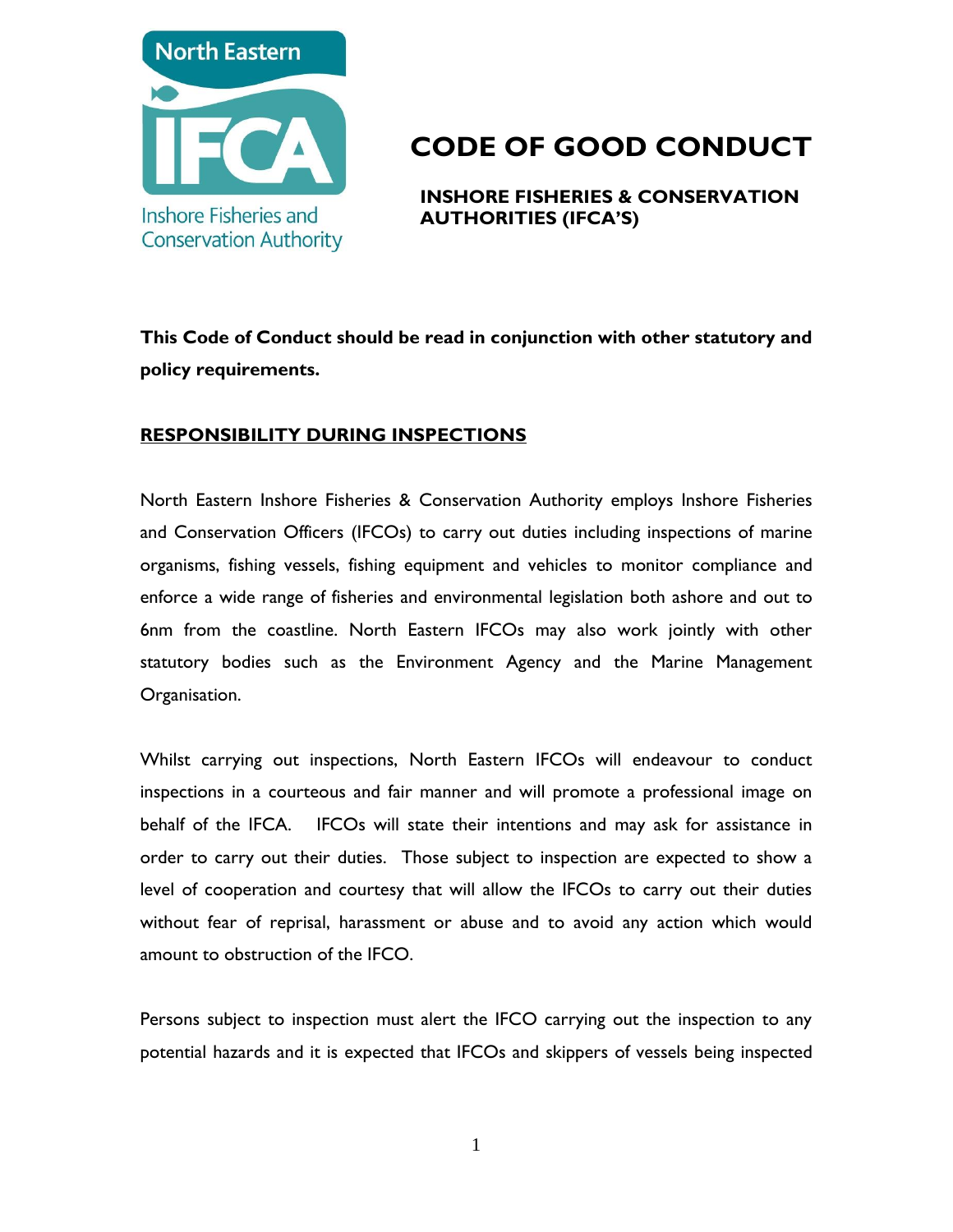North Eastern

IFCA

Inshore Fisheries and Conservation Authority

# CODE OF GOOD CONDUCT

## INSHORE FISHERIES & CONSERVATION AUTHORITIES (IFCA'S)

**This Code of Conduct should be read in conjunction with other statutory and policy requirements.**

## RESPONSIBILITY DURING INSPECTIONS

North Eastern Inshore Fisheries & Conservation Authority employs Inshore Fisheries and Conservation Officers (IFCOs) to carry out duties including inspections of marine organisms, fishing vessels, fishing equipment and vehicles to monitor compliance and enforce a wide range of fisheries and environmental legislation both ashore and out to 6nm from the coastline. North Eastern IFCOs may also work jointly with other statutory bodies such as the Environment Agency and the Marine Management Organisation.

Whilst carrying out inspections, North Eastern IFCOs will endeavour to conduct inspections in a courteous and fair manner and will promote a professional image on behalf of the IFCA. IFCOs will state their intentions and may ask for assistance in order to carry out their duties. Those subject to inspection are expected to show a level of cooperation and courtesy that will allow the IFCOs to carry out their duties without fear of reprisal, harassment or abuse and to avoid any action which would amount to obstruction of the IFCO.

Persons subject to inspection must alert the IFCO carrying out the inspection to any potential hazards and it is expected that IFCOs and skippers of vessels being inspected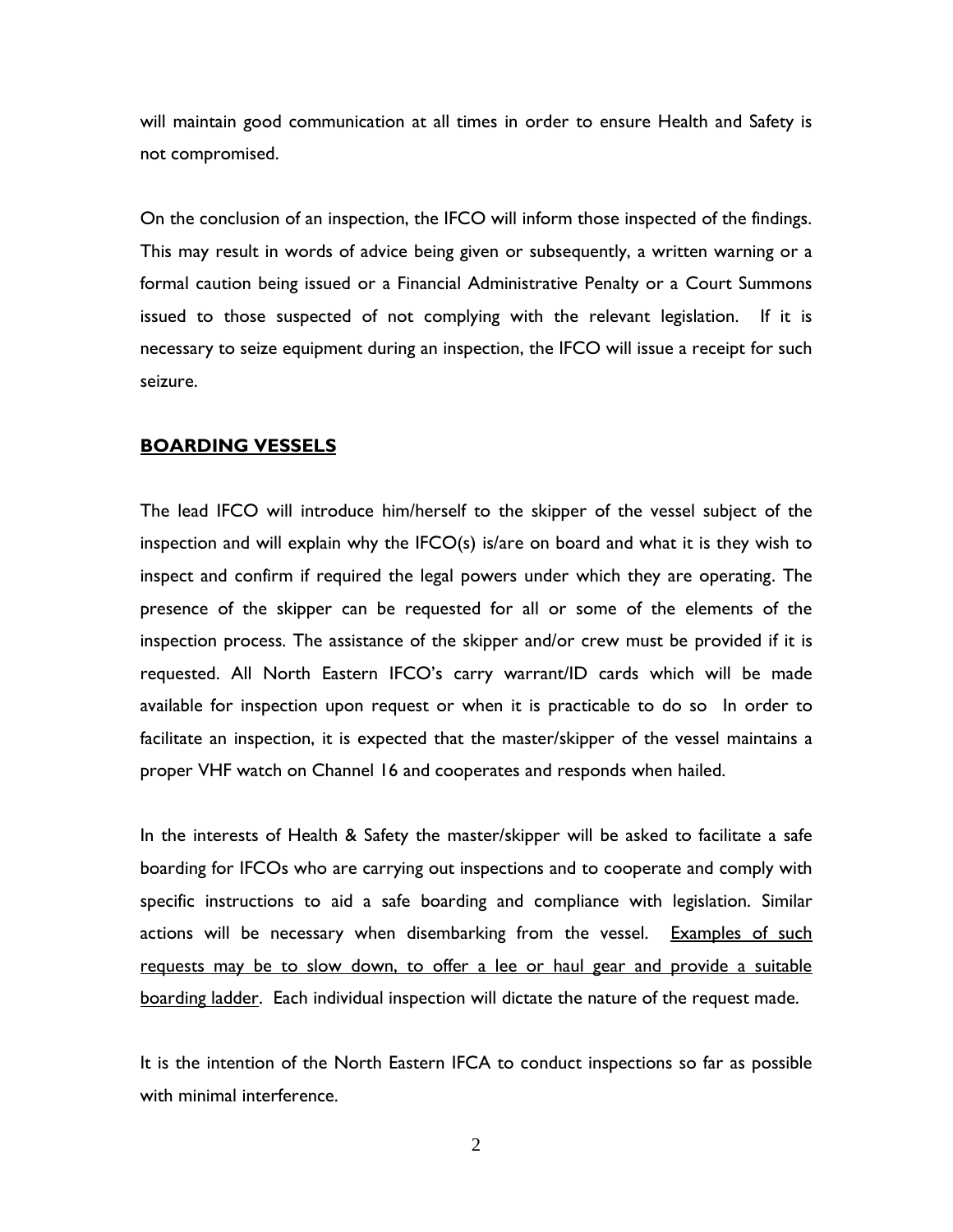will maintain good communication at all times in order to ensure Health and Safety is not compromised.

On the conclusion of an inspection, the IFCO will inform those inspected of the findings. This may result in words of advice being given or subsequently, a written warning or a formal caution being issued or a Financial Administrative Penalty or a Court Summons issued to those suspected of not complying with the relevant legislation. If it is necessary to seize equipment during an inspection, the IFCO will issue a receipt for such seizure.

## BOARDING VESSELS

The lead IFCO will introduce him/herself to the skipper of the vessel subject of the inspection and will explain why the IFCO(s) is/are on board and what it is they wish to inspect and confirm if required the legal powers under which they are operating. The presence of the skipper can be requested for all or some of the elements of the inspection process. The assistance of the skipper and/or crew must be provided if it is requested. All North Eastern IFCO's carry warrant/ID cards which will be made available for inspection upon request or when it is practicable to do so In order to facilitate an inspection, it is expected that the master/skipper of the vessel maintains a proper VHF watch on Channel 16 and cooperates and responds when hailed.

In the interests of Health & Safety the master/skipper will be asked to facilitate a safe boarding for IFCOs who are carrying out inspections and to cooperate and comply with specific instructions to aid a safe boarding and compliance with legislation. Similar actions will be necessary when disembarking from the vessel. <u>Examples of such requests may be to slow down, to offer a lee or haul gear and provide a suitable boarding ladder</u>. Each individual inspection will dictate the nature of the request made.

It is the intention of the North Eastern IFCA to conduct inspections so far as possible with minimal interference.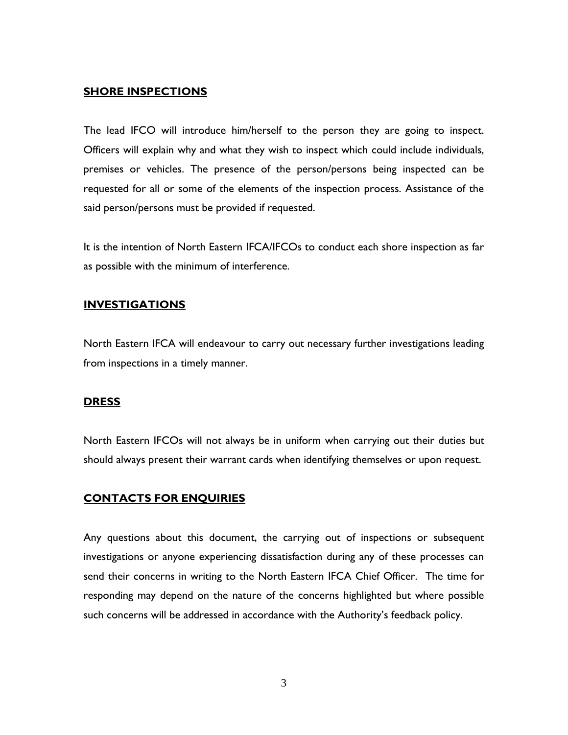## SHORE INSPECTIONS

The lead IFCO will introduce him/herself to the person they are going to inspect. Officers will explain why and what they wish to inspect which could include individuals, premises or vehicles. The presence of the person/persons being inspected can be requested for all or some of the elements of the inspection process. Assistance of the said person/persons must be provided if requested.

It is the intention of North Eastern IFCA/IFCOs to conduct each shore inspection as far as possible with the minimum of interference.

## INVESTIGATIONS

North Eastern IFCA will endeavour to carry out necessary further investigations leading from inspections in a timely manner.

## DRESS

North Eastern IFCOs will not always be in uniform when carrying out their duties but should always present their warrant cards when identifying themselves or upon request.

## CONTACTS FOR ENQUIRIES

Any questions about this document, the carrying out of inspections or subsequent investigations or anyone experiencing dissatisfaction during any of these processes can send their concerns in writing to the North Eastern IFCA Chief Officer. The time for responding may depend on the nature of the concerns highlighted but where possible such concerns will be addressed in accordance with the Authority's feedback policy.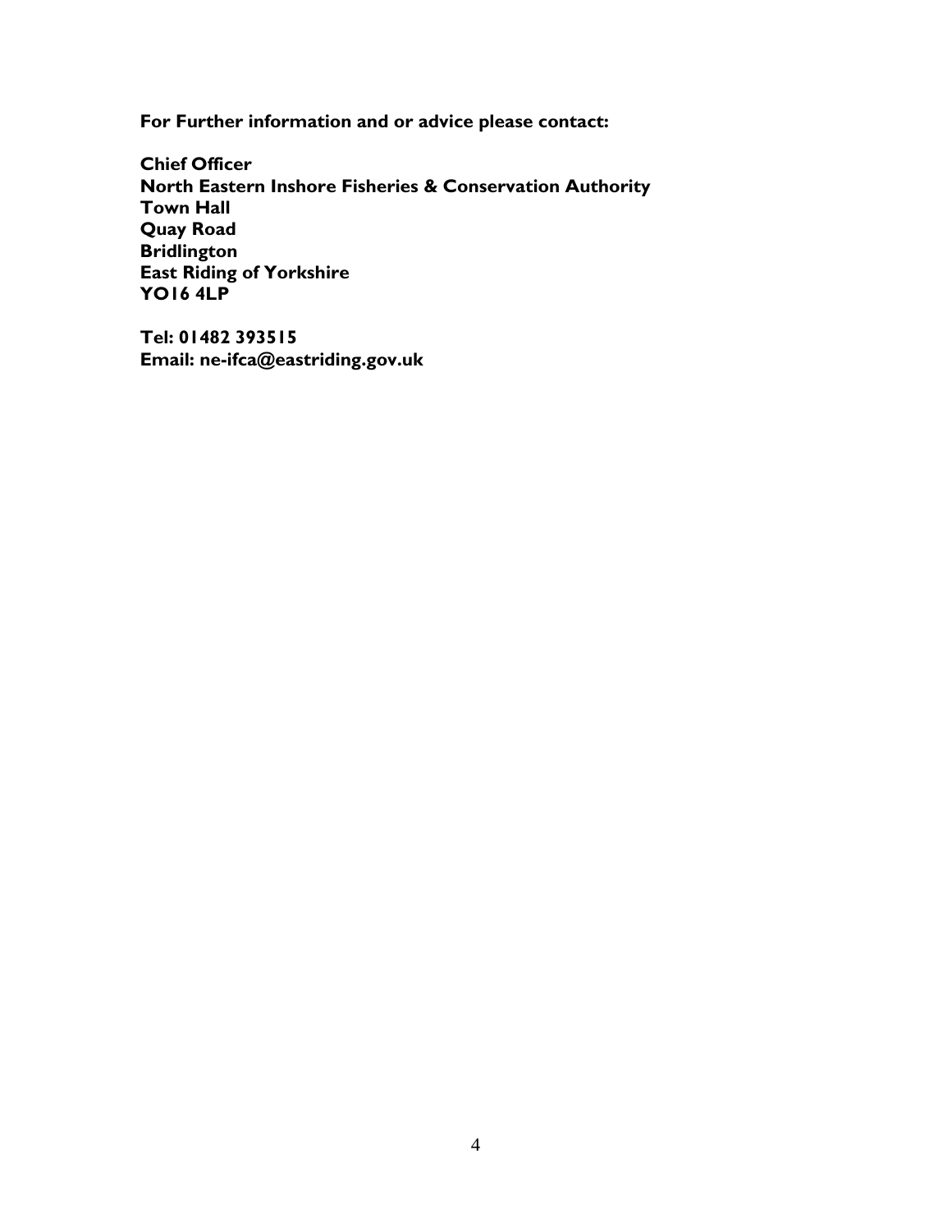**For Further information and or advice please contact:**

**Chief Officer**
**North Eastern Inshore Fisheries & Conservation Authority**
**Town Hall**
**Quay Road**
**Bridlington**
**East Riding of Yorkshire**
**YO16 4LP**

**Tel: 01482 393515**
**Email: ne-ifca@eastriding.gov.uk**